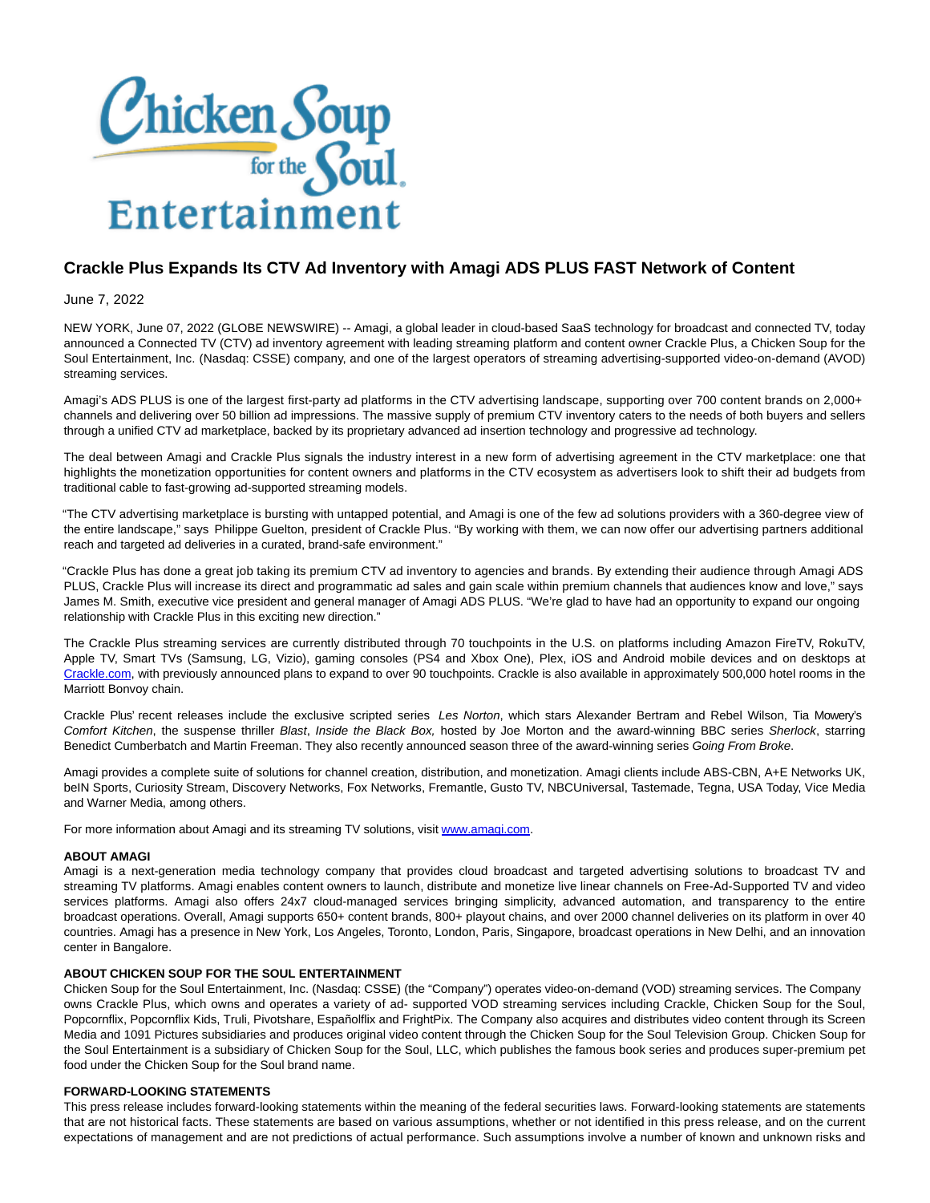## Crackle Plus Expands Its CTV Ad Inventory with Amagi ADS PLUS FAST Network of Content

June 7, 2022

NEW YORK, June 07, 2022 (GLOBE NEWSWIRE) -- Amagi, a global leader in cloud-based SaaS technology for broadcast and connected TV, today announced a Connected TV (CTV) ad inventory agreement with leading streaming platform and content owner Crackle Plus, a Chicken Soup for the Soul Entertainment, Inc. (Nasdaq: CSSE) company, and one of the largest operators of streaming advertising-supported video-on-demand (AVOD) streaming services.

Amagi's ADS PLUS is one of the largest first-party ad platforms in the CTV advertising landscape, supporting over 700 content brands on 2,000+ channels and delivering over 50 billion ad impressions. The massive supply of premium CTV inventory caters to the needs of both buyers and sellers through a unified CTV ad marketplace, backed by its proprietary advanced ad insertion technology and progressive ad technology.

The deal between Amagi and Crackle Plus signals the industry interest in a new form of advertising agreement in the CTV marketplace: one that highlights the monetization opportunities for content owners and platforms in the CTV ecosystem as advertisers look to shift their ad budgets from traditional cable to fast-growing ad-supported streaming models.

"The CTV advertising marketplace is bursting with untapped potential, and Amagi is one of the few ad solutions providers with a 360-degree view of the entire landscape," says Philippe Guelton, president of Crackle Plus. "By working with them, we can now offer our advertising partners additional reach and targeted ad deliveries in a curated, brand-safe environment."

"Crackle Plus has done a great job taking its premium CTV ad inventory to agencies and brands. By extending their audience through Amagi ADS PLUS, Crackle Plus will increase its direct and programmatic ad sales and gain scale within premium channels that audiences know and love," says James M. Smith, executive vice president and general manager of Amagi ADS PLUS. "We're glad to have had an opportunity to expand our ongoing relationship with Crackle Plus in this exciting new direction."

The Crackle Plus streaming services are currently distributed through 70 touchpoints in the U.S. on platforms including Amazon FireTV, RokuTV, Apple TV, Smart TVs (Samsung, LG, Vizio), gaming consoles (PS4 and Xbox One), Plex, iOS and Android mobile devices and on desktops at Crackle.com, with previously announced plans to expand to over 90 touchpoints. Crackle is also available in approximately 500,000 hotel rooms in the Marriott Bonvoy chain.

Crackle Plus' recent releases include the exclusive scripted series *Les Norton*, which stars Alexander Bertram and Rebel Wilson, Tia Mowery's *Comfort Kitchen*, the suspense thriller *Blast*, *Inside the Black Box,* hosted by Joe Morton and the award-winning BBC series *Sherlock*, starring Benedict Cumberbatch and Martin Freeman. They also recently announced season three of the award-winning series *Going From Broke*.

Amagi provides a complete suite of solutions for channel creation, distribution, and monetization. Amagi clients include ABS-CBN, A+E Networks UK, beIN Sports, Curiosity Stream, Discovery Networks, Fox Networks, Fremantle, Gusto TV, NBCUniversal, Tastemade, Tegna, USA Today, Vice Media and Warner Media, among others.

For more information about Amagi and its streaming TV solutions, visit www.amagi.com.

**ABOUT AMAGI**

Amagi is a next-generation media technology company that provides cloud broadcast and targeted advertising solutions to broadcast TV and streaming TV platforms. Amagi enables content owners to launch, distribute and monetize live linear channels on Free-Ad-Supported TV and video services platforms. Amagi also offers 24x7 cloud-managed services bringing simplicity, advanced automation, and transparency to the entire broadcast operations. Overall, Amagi supports 650+ content brands, 800+ playout chains, and over 2000 channel deliveries on its platform in over 40 countries. Amagi has a presence in New York, Los Angeles, Toronto, London, Paris, Singapore, broadcast operations in New Delhi, and an innovation center in Bangalore.

**ABOUT CHICKEN SOUP FOR THE SOUL ENTERTAINMENT**

Chicken Soup for the Soul Entertainment, Inc. (Nasdaq: CSSE) (the "Company") operates video-on-demand (VOD) streaming services. The Company owns Crackle Plus, which owns and operates a variety of ad- supported VOD streaming services including Crackle, Chicken Soup for the Soul, Popcornflix, Popcornflix Kids, Truli, Pivotshare, Españolflix and FrightPix. The Company also acquires and distributes video content through its Screen Media and 1091 Pictures subsidiaries and produces original video content through the Chicken Soup for the Soul Television Group. Chicken Soup for the Soul Entertainment is a subsidiary of Chicken Soup for the Soul, LLC, which publishes the famous book series and produces super-premium pet food under the Chicken Soup for the Soul brand name.

**FORWARD-LOOKING STATEMENTS**

This press release includes forward-looking statements within the meaning of the federal securities laws. Forward-looking statements are statements that are not historical facts. These statements are based on various assumptions, whether or not identified in this press release, and on the current expectations of management and are not predictions of actual performance. Such assumptions involve a number of known and unknown risks and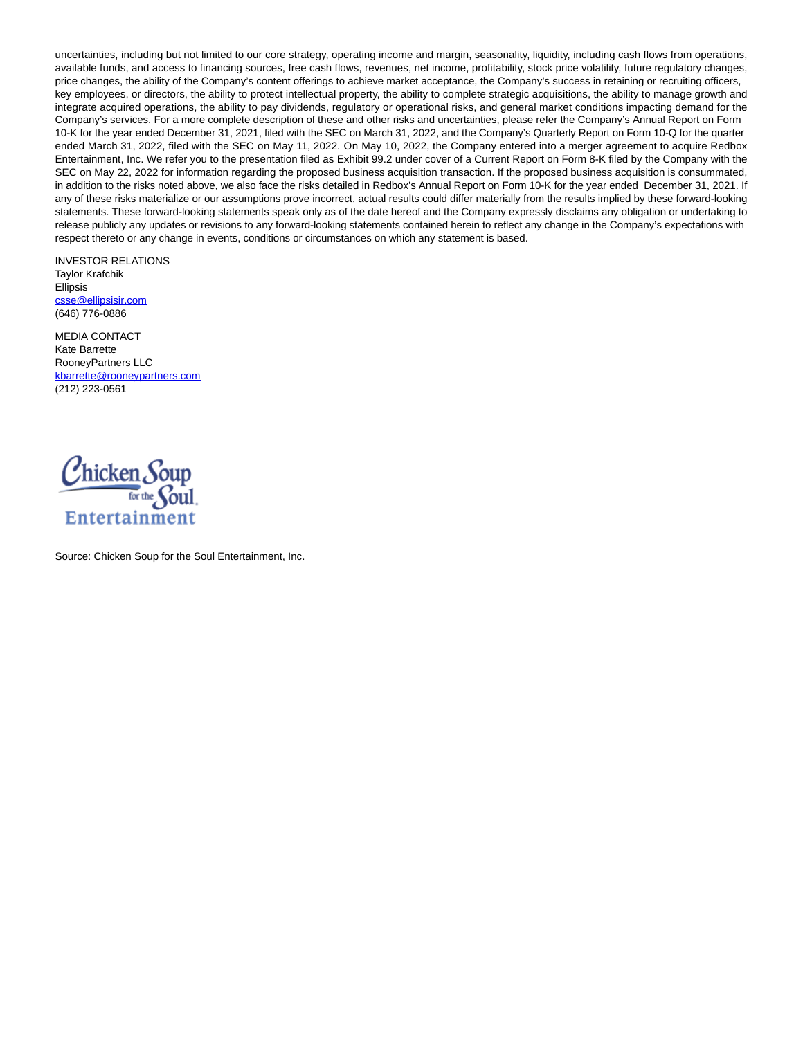uncertainties, including but not limited to our core strategy, operating income and margin, seasonality, liquidity, including cash flows from operations, available funds, and access to financing sources, free cash flows, revenues, net income, profitability, stock price volatility, future regulatory changes, price changes, the ability of the Company's content offerings to achieve market acceptance, the Company's success in retaining or recruiting officers, key employees, or directors, the ability to protect intellectual property, the ability to complete strategic acquisitions, the ability to manage growth and integrate acquired operations, the ability to pay dividends, regulatory or operational risks, and general market conditions impacting demand for the Company's services. For a more complete description of these and other risks and uncertainties, please refer the Company's Annual Report on Form 10-K for the year ended December 31, 2021, filed with the SEC on March 31, 2022, and the Company's Quarterly Report on Form 10-Q for the quarter ended March 31, 2022, filed with the SEC on May 11, 2022. On May 10, 2022, the Company entered into a merger agreement to acquire Redbox Entertainment, Inc. We refer you to the presentation filed as Exhibit 99.2 under cover of a Current Report on Form 8-K filed by the Company with the SEC on May 22, 2022 for information regarding the proposed business acquisition transaction. If the proposed business acquisition is consummated, in addition to the risks noted above, we also face the risks detailed in Redbox's Annual Report on Form 10-K for the year ended December 31, 2021. If any of these risks materialize or our assumptions prove incorrect, actual results could differ materially from the results implied by these forward-looking statements. These forward-looking statements speak only as of the date hereof and the Company expressly disclaims any obligation or undertaking to release publicly any updates or revisions to any forward-looking statements contained herein to reflect any change in the Company's expectations with respect thereto or any change in events, conditions or circumstances on which any statement is based.

INVESTOR RELATIONS
Taylor Krafchik
Ellipsis
csse@ellipsisir.com
(646) 776-0886

MEDIA CONTACT
Kate Barrette
RooneyPartners LLC
kbarrette@rooneypartners.com
(212) 223-0561

Chicken Soup for the Soul Entertainment

Source: Chicken Soup for the Soul Entertainment, Inc.